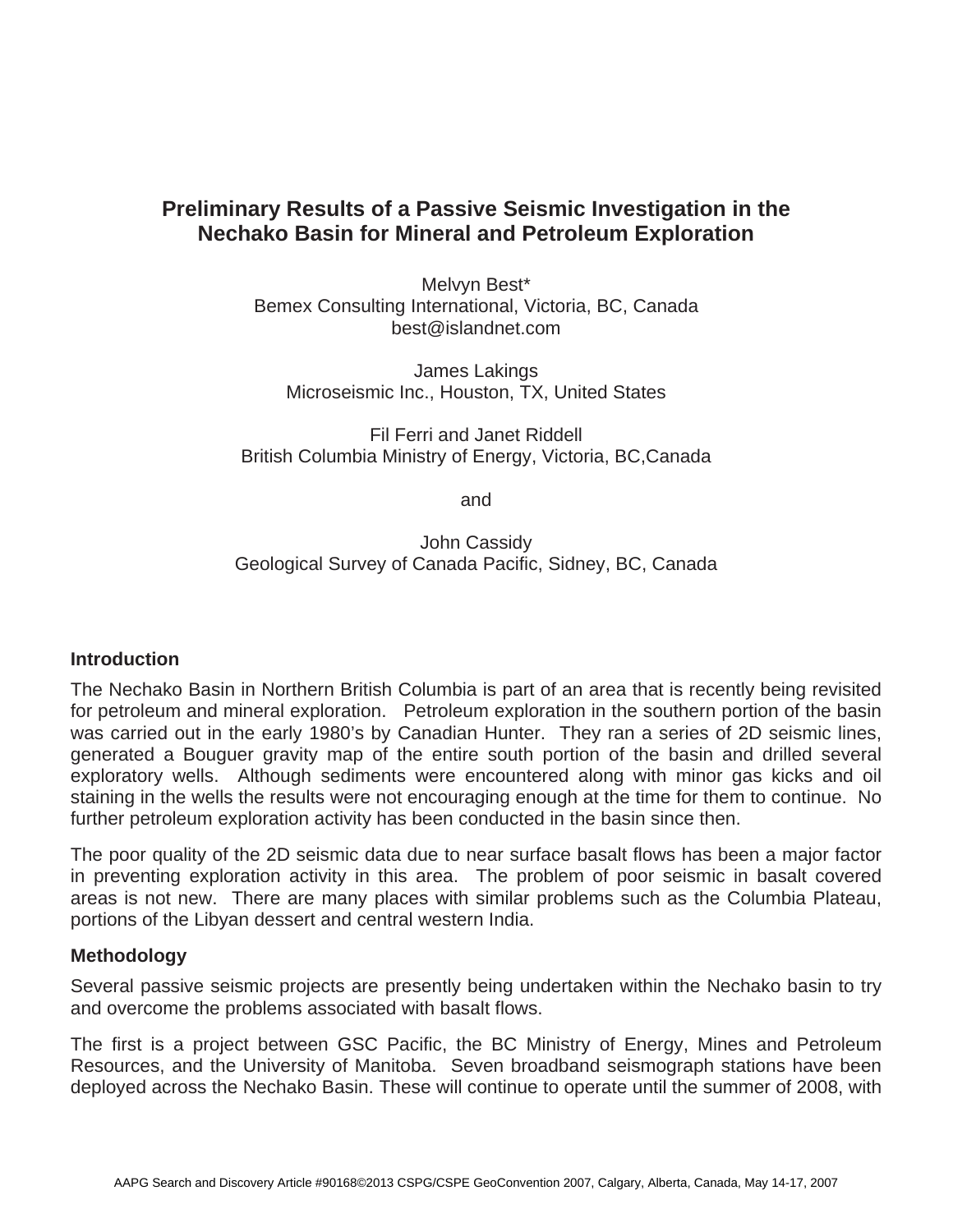# Preliminary Results of a Passive Seismic Investigation in the Nechako Basin for Mineral and Petroleum Exploration

Melvyn Best*
Bemex Consulting International, Victoria, BC, Canada
best@islandnet.com

James Lakings
Microseismic Inc., Houston, TX, United States

Fil Ferri and Janet Riddell
British Columbia Ministry of Energy, Victoria, BC,Canada

and

John Cassidy
Geological Survey of Canada Pacific, Sidney, BC, Canada

## Introduction

The Nechako Basin in Northern British Columbia is part of an area that is recently being revisited for petroleum and mineral exploration. Petroleum exploration in the southern portion of the basin was carried out in the early 1980's by Canadian Hunter. They ran a series of 2D seismic lines, generated a Bouguer gravity map of the entire south portion of the basin and drilled several exploratory wells. Although sediments were encountered along with minor gas kicks and oil staining in the wells the results were not encouraging enough at the time for them to continue. No further petroleum exploration activity has been conducted in the basin since then.

The poor quality of the 2D seismic data due to near surface basalt flows has been a major factor in preventing exploration activity in this area. The problem of poor seismic in basalt covered areas is not new. There are many places with similar problems such as the Columbia Plateau, portions of the Libyan dessert and central western India.

## Methodology

Several passive seismic projects are presently being undertaken within the Nechako basin to try and overcome the problems associated with basalt flows.

The first is a project between GSC Pacific, the BC Ministry of Energy, Mines and Petroleum Resources, and the University of Manitoba. Seven broadband seismograph stations have been deployed across the Nechako Basin. These will continue to operate until the summer of 2008, with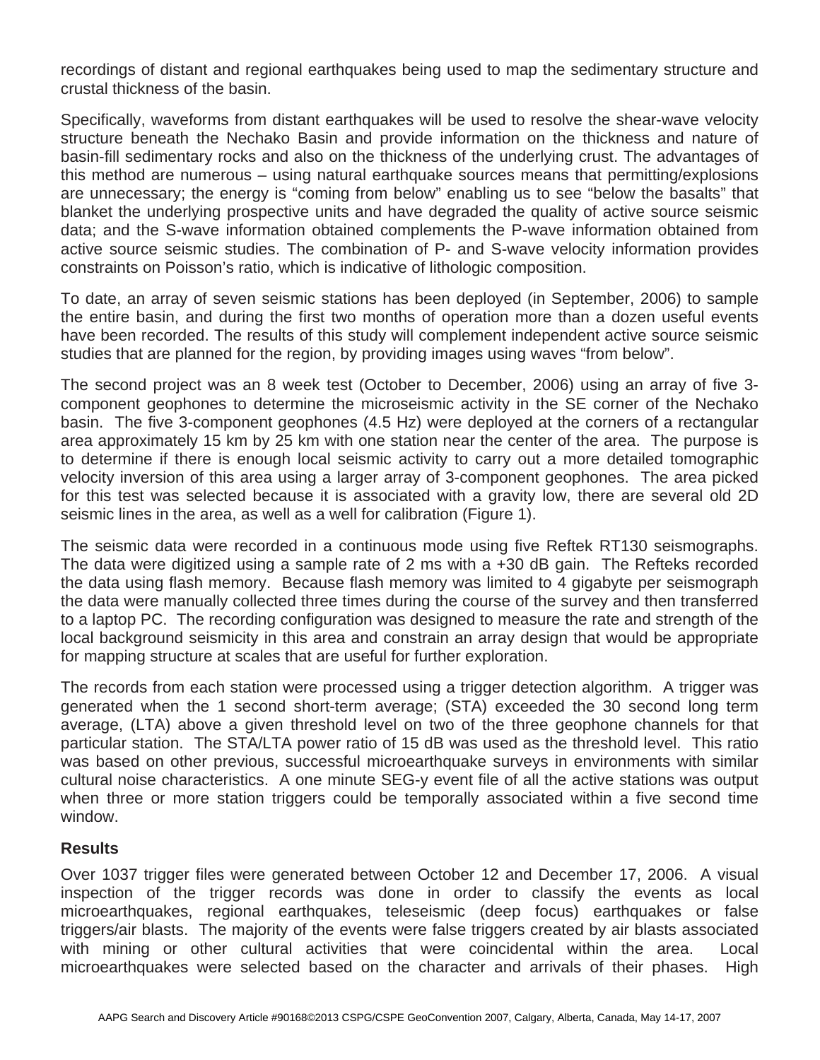recordings of distant and regional earthquakes being used to map the sedimentary structure and crustal thickness of the basin.

Specifically, waveforms from distant earthquakes will be used to resolve the shear-wave velocity structure beneath the Nechako Basin and provide information on the thickness and nature of basin-fill sedimentary rocks and also on the thickness of the underlying crust. The advantages of this method are numerous – using natural earthquake sources means that permitting/explosions are unnecessary; the energy is "coming from below" enabling us to see "below the basalts" that blanket the underlying prospective units and have degraded the quality of active source seismic data; and the S-wave information obtained complements the P-wave information obtained from active source seismic studies. The combination of P- and S-wave velocity information provides constraints on Poisson's ratio, which is indicative of lithologic composition.

To date, an array of seven seismic stations has been deployed (in September, 2006) to sample the entire basin, and during the first two months of operation more than a dozen useful events have been recorded. The results of this study will complement independent active source seismic studies that are planned for the region, by providing images using waves "from below".

The second project was an 8 week test (October to December, 2006) using an array of five 3-component geophones to determine the microseismic activity in the SE corner of the Nechako basin. The five 3-component geophones (4.5 Hz) were deployed at the corners of a rectangular area approximately 15 km by 25 km with one station near the center of the area. The purpose is to determine if there is enough local seismic activity to carry out a more detailed tomographic velocity inversion of this area using a larger array of 3-component geophones. The area picked for this test was selected because it is associated with a gravity low, there are several old 2D seismic lines in the area, as well as a well for calibration (Figure 1).

The seismic data were recorded in a continuous mode using five Reftek RT130 seismographs. The data were digitized using a sample rate of 2 ms with a +30 dB gain. The Refteks recorded the data using flash memory. Because flash memory was limited to 4 gigabyte per seismograph the data were manually collected three times during the course of the survey and then transferred to a laptop PC. The recording configuration was designed to measure the rate and strength of the local background seismicity in this area and constrain an array design that would be appropriate for mapping structure at scales that are useful for further exploration.

The records from each station were processed using a trigger detection algorithm. A trigger was generated when the 1 second short-term average; (STA) exceeded the 30 second long term average, (LTA) above a given threshold level on two of the three geophone channels for that particular station. The STA/LTA power ratio of 15 dB was used as the threshold level. This ratio was based on other previous, successful microearthquake surveys in environments with similar cultural noise characteristics. A one minute SEG-y event file of all the active stations was output when three or more station triggers could be temporally associated within a five second time window.

## Results

Over 1037 trigger files were generated between October 12 and December 17, 2006. A visual inspection of the trigger records was done in order to classify the events as local microearthquakes, regional earthquakes, teleseismic (deep focus) earthquakes or false triggers/air blasts. The majority of the events were false triggers created by air blasts associated with mining or other cultural activities that were coincidental within the area. Local microearthquakes were selected based on the character and arrivals of their phases. High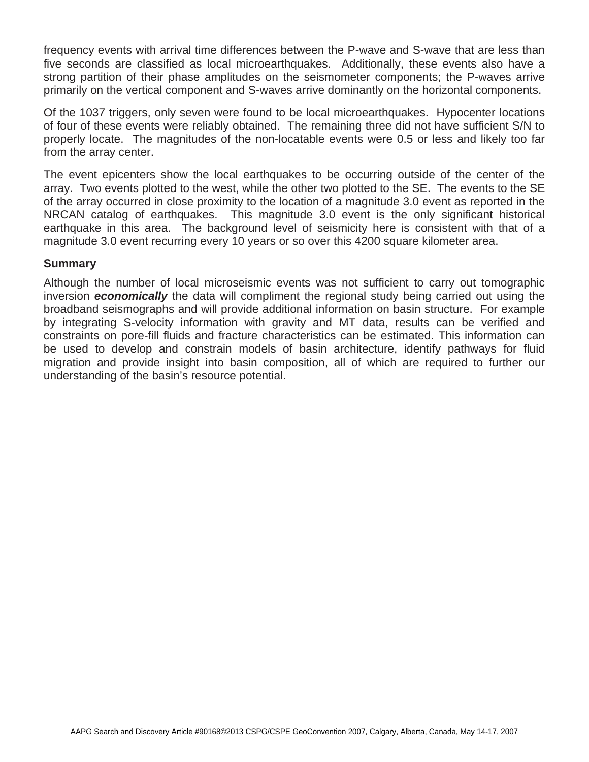frequency events with arrival time differences between the P-wave and S-wave that are less than five seconds are classified as local microearthquakes. Additionally, these events also have a strong partition of their phase amplitudes on the seismometer components; the P-waves arrive primarily on the vertical component and S-waves arrive dominantly on the horizontal components.

Of the 1037 triggers, only seven were found to be local microearthquakes. Hypocenter locations of four of these events were reliably obtained. The remaining three did not have sufficient S/N to properly locate. The magnitudes of the non-locatable events were 0.5 or less and likely too far from the array center.

The event epicenters show the local earthquakes to be occurring outside of the center of the array. Two events plotted to the west, while the other two plotted to the SE. The events to the SE of the array occurred in close proximity to the location of a magnitude 3.0 event as reported in the NRCAN catalog of earthquakes. This magnitude 3.0 event is the only significant historical earthquake in this area. The background level of seismicity here is consistent with that of a magnitude 3.0 event recurring every 10 years or so over this 4200 square kilometer area.

### Summary

Although the number of local microseismic events was not sufficient to carry out tomographic inversion ***economically*** the data will compliment the regional study being carried out using the broadband seismographs and will provide additional information on basin structure. For example by integrating S-velocity information with gravity and MT data, results can be verified and constraints on pore-fill fluids and fracture characteristics can be estimated. This information can be used to develop and constrain models of basin architecture, identify pathways for fluid migration and provide insight into basin composition, all of which are required to further our understanding of the basin's resource potential.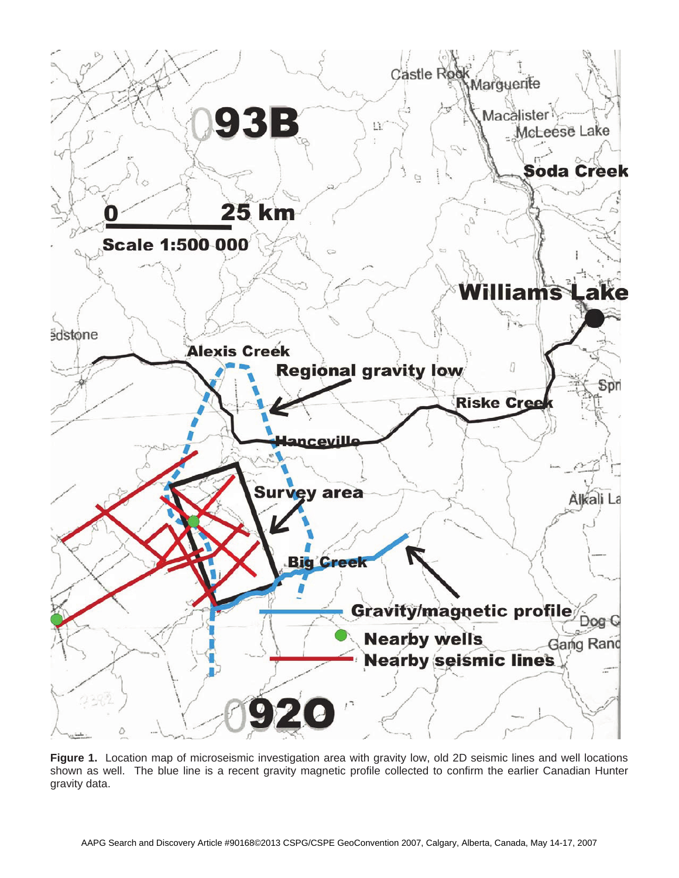93B

0 25 km

Scale 1:500 000

Castle Rock

Marguerite

Macalister

McLeese Lake

Soda Creek

Williams Lake

edstone

Alexis Creek

Regional gravity low

Riske Creek

Spr

Hanceville

Survey area

Alkali La

Big Creek

Gravity/magnetic profile

Dog C

Nearby wells

Gang Ranc

Nearby seismic lines

92O

**Figure 1.** Location map of microseismic investigation area with gravity low, old 2D seismic lines and well locations shown as well. The blue line is a recent gravity magnetic profile collected to confirm the earlier Canadian Hunter gravity data.